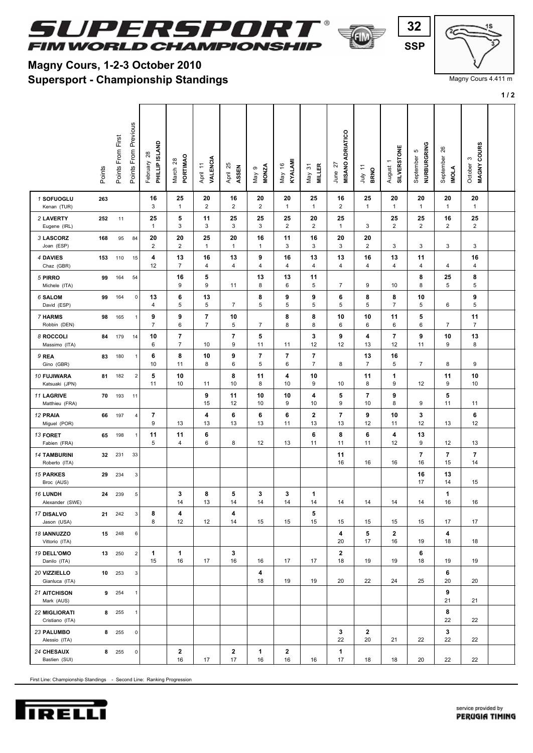# SUPERSPORT FIM WORLD CHAMPIONSHIP

32 SSP

Magny Cours 4.411 m

## Magny Cours, 1-2-3 October 2010
## Supersport - Championship Standings

| Rider | Points | Points From First | Points From Previous | February 28 PHILLIP ISLAND | March 28 PORTIMAO | April 11 VALENCIA | April 25 ASSEN | May 9 MONZA | May 16 KYALAMI | May 31 MILLER | June 27 MISANO ADRIATICO | July 11 BRNO | August 1 SILVERSTONE | September 5 NURBURGRING | September 26 IMOLA | October 3 MAGNY COURS |
|---|---|---|---|---|---|---|---|---|---|---|---|---|---|---|---|---|
| 1 **SOFUOGLU** | **263** | | | **16** | **25** | **20** | **16** | **20** | **20** | **25** | **16** | **25** | **20** | **20** | **20** | **20** |
| Kenan (TUR) | | | | 3 | 1 | 2 | 2 | 2 | 1 | 1 | 2 | 1 | 1 | 1 | 1 | 1 |
| 2 **LAVERTY** | **252** | 11 | | **25** | **5** | **11** | **25** | **25** | **25** | **20** | **25** | | **25** | **25** | **16** | **25** |
| Eugene (IRL) | | | | 1 | 3 | 3 | 3 | 3 | 2 | 2 | 1 | 3 | 2 | 2 | 2 | 2 |
| 3 **LASCORZ** | **168** | 95 | 84 | **20** | **20** | **25** | **20** | **16** | **11** | **16** | **20** | **20** | | | | |
| Joan (ESP) | | | | 2 | 2 | 1 | 1 | 1 | 3 | 3 | 3 | 2 | 3 | 3 | 3 | 3 |
| 4 **DAVIES** | **153** | 110 | 15 | **4** | **13** | **16** | **13** | **9** | **16** | **13** | **13** | **16** | **13** | **11** | | **16** |
| Chaz (GBR) | | | | 12 | 7 | 4 | 4 | 4 | 4 | 4 | 4 | 4 | 4 | 4 | 4 | 4 |
| 5 **PIRRO** | **99** | 164 | 54 | | **16** | **5** | | **13** | **13** | **11** | | | | **8** | **25** | **8** |
| Michele (ITA) | | | | | 9 | 9 | 11 | 8 | 6 | 5 | 7 | 9 | 10 | 8 | 5 | 5 |
| 6 **SALOM** | **99** | 164 | 0 | **13** | **6** | **13** | | **8** | **9** | **9** | **6** | **8** | **8** | **10** | | **9** |
| David (ESP) | | | | 4 | 5 | 5 | 7 | 5 | 5 | 5 | 5 | 5 | 7 | 5 | 6 | 5 |
| 7 **HARMS** | **98** | 165 | 1 | **9** | **9** | **7** | **10** | | **8** | **8** | **10** | **10** | **11** | **5** | | **11** |
| Robbin (DEN) | | | | 7 | 6 | 7 | 5 | 7 | 8 | 8 | 6 | 6 | 6 | 6 | 7 | 7 |
| 8 **ROCCOLI** | **84** | 179 | 14 | **10** | **7** | | **7** | **5** | | **3** | **9** | **4** | **7** | **9** | **10** | **13** |
| Massimo (ITA) | | | | 6 | 7 | 10 | 9 | 11 | 11 | 12 | 12 | 13 | 12 | 11 | 9 | 8 |
| 9 **REA** | **83** | 180 | 1 | **6** | **8** | **10** | **9** | **7** | **7** | **7** | | **13** | **16** | | | |
| Gino (GBR) | | | | 10 | 11 | 8 | 6 | 5 | 6 | 7 | 8 | 7 | 5 | 7 | 8 | 9 |
| 10 **FUJIWARA** | **81** | 182 | 2 | **5** | **10** | | **8** | **11** | **4** | **10** | | **11** | **1** | | **11** | **10** |
| Katsuaki (JPN) | | | | 11 | 10 | 11 | 10 | 8 | 10 | 9 | 10 | 8 | 9 | 12 | 9 | 10 |
| 11 **LAGRIVE** | **70** | 193 | 11 | | | **9** | **11** | **10** | **10** | **4** | **5** | **7** | **9** | | **5** | |
| Matthieu (FRA) | | | | | | 15 | 12 | 10 | 9 | 10 | 9 | 10 | 8 | 9 | 11 | 11 |
| 12 **PRAIA** | **66** | 197 | 4 | **7** | | **4** | **6** | **6** | **6** | **2** | **7** | **9** | **10** | **3** | | **6** |
| Miguel (POR) | | | | 9 | 13 | 13 | 13 | 13 | 11 | 13 | 13 | 12 | 11 | 12 | 13 | 12 |
| 13 **FORET** | **65** | 198 | 1 | **11** | **11** | **6** | | | | **6** | **8** | **6** | **4** | **13** | | |
| Fabien (FRA) | | | | 5 | 4 | 6 | 8 | 12 | 13 | 11 | 11 | 11 | 12 | 9 | 12 | 13 |
| 14 **TAMBURINI** | **32** | 231 | 33 | | | | | | | | **11** | | | **7** | **7** | **7** |
| Roberto (ITA) | | | | | | | | | | | 16 | 16 | 16 | 16 | 15 | 14 |
| 15 **PARKES** | **29** | 234 | 3 | | | | | | | | | | | **16** | **13** | |
| Broc (AUS) | | | | | | | | | | | | | | 17 | 14 | 15 |
| 16 **LUNDH** | **24** | 239 | 5 | | **3** | **8** | **5** | **3** | **3** | **1** | | | | | **1** | |
| Alexander (SWE) | | | | | 14 | 13 | 14 | 14 | 14 | 14 | 14 | 14 | 14 | 14 | 16 | 16 |
| 17 **DISALVO** | **21** | 242 | 3 | **8** | **4** | | **4** | | | **5** | | | | | | |
| Jason (USA) | | | | 8 | 12 | 12 | 14 | 15 | 15 | 15 | 15 | 15 | 15 | 15 | 17 | 17 |
| 18 **IANNUZZO** | **15** | 248 | 6 | | | | | | | | **4** | **5** | **2** | | **4** | |
| Vittorio (ITA) | | | | | | | | | | | 20 | 17 | 16 | 19 | 18 | 18 |
| 19 **DELL'OMO** | **13** | 250 | 2 | **1** | **1** | | **3** | | | | **2** | | | **6** | | |
| Danilo (ITA) | | | | 15 | 16 | 17 | 16 | 16 | 17 | 17 | 18 | 19 | 19 | 18 | 19 | 19 |
| 20 **VIZZIELLO** | **10** | 253 | 3 | | | | | **4** | | | | | | | **6** | |
| Gianluca (ITA) | | | | | | | | 18 | 19 | 19 | 20 | 22 | 24 | 25 | 20 | 20 |
| 21 **AITCHISON** | **9** | 254 | 1 | | | | | | | | | | | | **9** | |
| Mark (AUS) | | | | | | | | | | | | | | | 21 | 21 |
| 22 **MIGLIORATI** | **8** | 255 | 1 | | | | | | | | | | | | **8** | |
| Cristiano (ITA) | | | | | | | | | | | | | | | 22 | 22 |
| 23 **PALUMBO** | **8** | 255 | 0 | | | | | | | | **3** | **2** | | | **3** | |
| Alessio (ITA) | | | | | | | | | | | 22 | 20 | 21 | 22 | 22 | 22 |
| 24 **CHESAUX** | **8** | 255 | 0 | | **2** | | **2** | **1** | **2** | | **1** | | | | | |
| Bastien (SUI) | | | | | 16 | 17 | 17 | 16 | 16 | 16 | 17 | 18 | 18 | 20 | 22 | 22 |

First Line: Championship Standings - Second Line: Ranking Progression

service provided by PERUGIA TIMING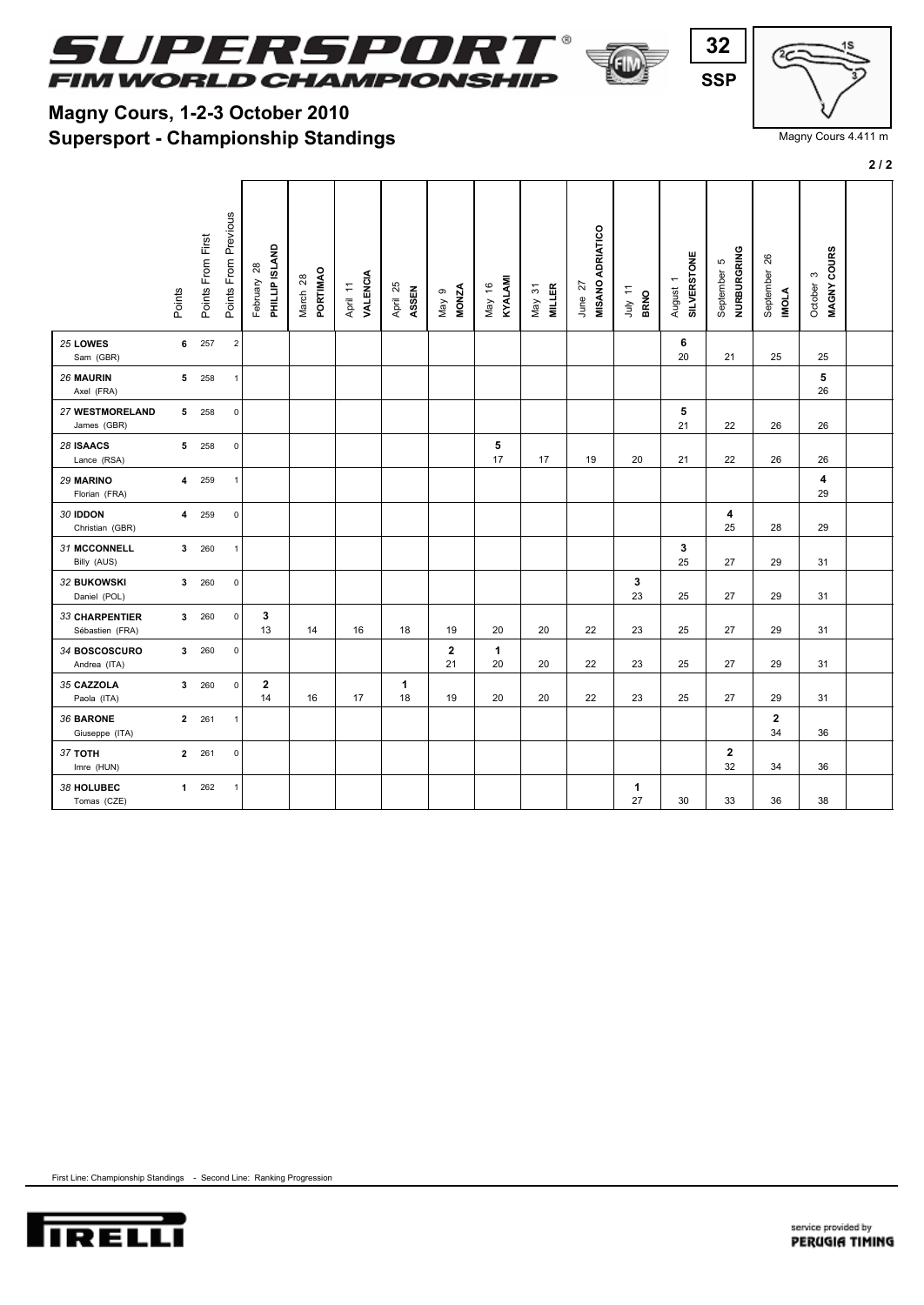# Magny Cours, 1-2-3 October 2010

## Supersport - Championship Standings

Magny Cours 4.411 m

| Rider | Points | Points From First | Points From Previous | February 28 PHILLIP ISLAND | March 28 PORTIMAO | April 11 VALENCIA | April 25 ASSEN | May 9 MONZA | May 16 KYALAMI | May 31 MILLER | June 27 MISANO ADRIATICO | July 11 BRNO | August 1 SILVERSTONE | September 5 NURBURGRING | September 26 IMOLA | October 3 MAGNY COURS |
|---|---|---|---|---|---|---|---|---|---|---|---|---|---|---|---|---|
| 25 **LOWES** Sam (GBR) | **6** | 257 | 2 | | | | | | | | | | **6**<br>20 | 21 | 25 | 25 |
| 26 **MAURIN** Axel (FRA) | **5** | 258 | 1 | | | | | | | | | | | | | **5**<br>26 |
| 27 **WESTMORELAND** James (GBR) | **5** | 258 | 0 | | | | | | | | | | **5**<br>21 | 22 | 26 | 26 |
| 28 **ISAACS** Lance (RSA) | **5** | 258 | 0 | | | | | | **5**<br>17 | 17 | 19 | 20 | 21 | 22 | 26 | 26 |
| 29 **MARINO** Florian (FRA) | **4** | 259 | 1 | | | | | | | | | | | | | **4**<br>29 |
| 30 **IDDON** Christian (GBR) | **4** | 259 | 0 | | | | | | | | | | | **4**<br>25 | 28 | 29 |
| 31 **MCCONNELL** Billy (AUS) | **3** | 260 | 1 | | | | | | | | | | **3**<br>25 | 27 | 29 | 31 |
| 32 **BUKOWSKI** Daniel (POL) | **3** | 260 | 0 | | | | | | | | | **3**<br>23 | 25 | 27 | 29 | 31 |
| 33 **CHARPENTIER** Sébastien (FRA) | **3** | 260 | 0 | **3**<br>13 | 14 | 16 | 18 | 19 | 20 | 20 | 22 | 23 | 25 | 27 | 29 | 31 |
| 34 **BOSCOSCURO** Andrea (ITA) | **3** | 260 | 0 | | | | | **2**<br>21 | **1**<br>20 | 20 | 22 | 23 | 25 | 27 | 29 | 31 |
| 35 **CAZZOLA** Paola (ITA) | **3** | 260 | 0 | **2**<br>14 | 16 | 17 | **1**<br>18 | 19 | 20 | 20 | 22 | 23 | 25 | 27 | 29 | 31 |
| 36 **BARONE** Giuseppe (ITA) | **2** | 261 | 1 | | | | | | | | | | | | **2**<br>34 | 36 |
| 37 **TOTH** Imre (HUN) | **2** | 261 | 0 | | | | | | | | | | | **2**<br>32 | 34 | 36 |
| 38 **HOLUBEC** Tomas (CZE) | **1** | 262 | 1 | | | | | | | | | **1**<br>27 | 30 | 33 | 36 | 38 |

First Line: Championship Standings - Second Line: Ranking Progression